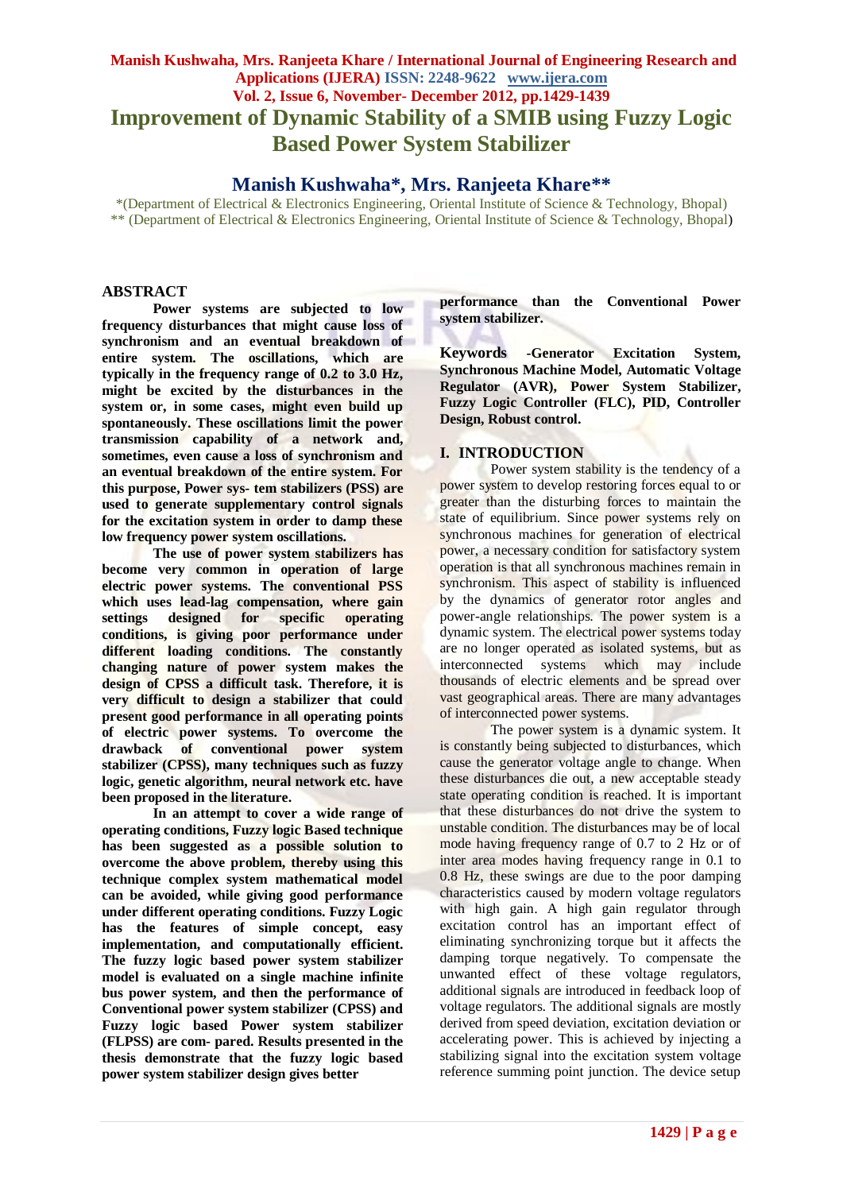# Improvement of Dynamic Stability of a SMIB using Fuzzy Logic Based Power System Stabilizer

## Manish Kushwaha*, Mrs. Ranjeeta Khare**

*(Department of Electrical & Electronics Engineering, Oriental Institute of Science & Technology, Bhopal)
** (Department of Electrical & Electronics Engineering, Oriental Institute of Science & Technology, Bhopal)

## ABSTRACT

**Power systems are subjected to low frequency disturbances that might cause loss of synchronism and an eventual breakdown of entire system. The oscillations, which are typically in the frequency range of 0.2 to 3.0 Hz, might be excited by the disturbances in the system or, in some cases, might even build up spontaneously. These oscillations limit the power transmission capability of a network and, sometimes, even cause a loss of synchronism and an eventual breakdown of the entire system. For this purpose, Power sys- tem stabilizers (PSS) are used to generate supplementary control signals for the excitation system in order to damp these low frequency power system oscillations.**

**The use of power system stabilizers has become very common in operation of large electric power systems. The conventional PSS which uses lead-lag compensation, where gain settings designed for specific operating conditions, is giving poor performance under different loading conditions. The constantly changing nature of power system makes the design of CPSS a difficult task. Therefore, it is very difficult to design a stabilizer that could present good performance in all operating points of electric power systems. To overcome the drawback of conventional power system stabilizer (CPSS), many techniques such as fuzzy logic, genetic algorithm, neural network etc. have been proposed in the literature.**

**In an attempt to cover a wide range of operating conditions, Fuzzy logic Based technique has been suggested as a possible solution to overcome the above problem, thereby using this technique complex system mathematical model can be avoided, while giving good performance under different operating conditions. Fuzzy Logic has the features of simple concept, easy implementation, and computationally efficient. The fuzzy logic based power system stabilizer model is evaluated on a single machine infinite bus power system, and then the performance of Conventional power system stabilizer (CPSS) and Fuzzy logic based Power system stabilizer (FLPSS) are com- pared. Results presented in the thesis demonstrate that the fuzzy logic based power system stabilizer design gives better performance than the Conventional Power system stabilizer.**

**Keywords -Generator Excitation System, Synchronous Machine Model, Automatic Voltage Regulator (AVR), Power System Stabilizer, Fuzzy Logic Controller (FLC), PID, Controller Design, Robust control.**

## I. INTRODUCTION

Power system stability is the tendency of a power system to develop restoring forces equal to or greater than the disturbing forces to maintain the state of equilibrium. Since power systems rely on synchronous machines for generation of electrical power, a necessary condition for satisfactory system operation is that all synchronous machines remain in synchronism. This aspect of stability is influenced by the dynamics of generator rotor angles and power-angle relationships. The power system is a dynamic system. The electrical power systems today are no longer operated as isolated systems, but as interconnected systems which may include thousands of electric elements and be spread over vast geographical areas. There are many advantages of interconnected power systems.

The power system is a dynamic system. It is constantly being subjected to disturbances, which cause the generator voltage angle to change. When these disturbances die out, a new acceptable steady state operating condition is reached. It is important that these disturbances do not drive the system to unstable condition. The disturbances may be of local mode having frequency range of 0.7 to 2 Hz or of inter area modes having frequency range in 0.1 to 0.8 Hz, these swings are due to the poor damping characteristics caused by modern voltage regulators with high gain. A high gain regulator through excitation control has an important effect of eliminating synchronizing torque but it affects the damping torque negatively. To compensate the unwanted effect of these voltage regulators, additional signals are introduced in feedback loop of voltage regulators. The additional signals are mostly derived from speed deviation, excitation deviation or accelerating power. This is achieved by injecting a stabilizing signal into the excitation system voltage reference summing point junction. The device setup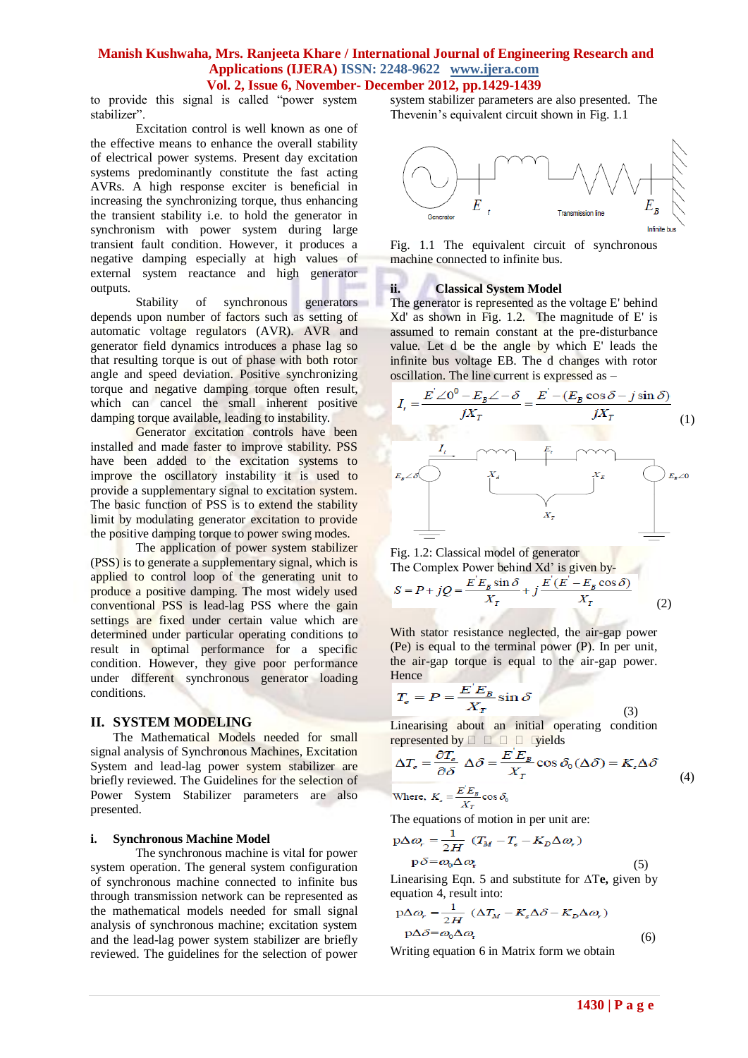to provide this signal is called "power system stabilizer".

Excitation control is well known as one of the effective means to enhance the overall stability of electrical power systems. Present day excitation systems predominantly constitute the fast acting AVRs. A high response exciter is beneficial in increasing the synchronizing torque, thus enhancing the transient stability i.e. to hold the generator in synchronism with power system during large transient fault condition. However, it produces a negative damping especially at high values of external system reactance and high generator outputs.

Stability of synchronous generators depends upon number of factors such as setting of automatic voltage regulators (AVR). AVR and generator field dynamics introduces a phase lag so that resulting torque is out of phase with both rotor angle and speed deviation. Positive synchronizing torque and negative damping torque often result, which can cancel the small inherent positive damping torque available, leading to instability.

Generator excitation controls have been installed and made faster to improve stability. PSS have been added to the excitation systems to improve the oscillatory instability it is used to provide a supplementary signal to excitation system. The basic function of PSS is to extend the stability limit by modulating generator excitation to provide the positive damping torque to power swing modes.

The application of power system stabilizer (PSS) is to generate a supplementary signal, which is applied to control loop of the generating unit to produce a positive damping. The most widely used conventional PSS is lead-lag PSS where the gain settings are fixed under certain value which are determined under particular operating conditions to result in optimal performance for a specific condition. However, they give poor performance under different synchronous generator loading conditions.

## II. SYSTEM MODELING

The Mathematical Models needed for small signal analysis of Synchronous Machines, Excitation System and lead-lag power system stabilizer are briefly reviewed. The Guidelines for the selection of Power System Stabilizer parameters are also presented.

### i. Synchronous Machine Model

The synchronous machine is vital for power system operation. The general system configuration of synchronous machine connected to infinite bus through transmission network can be represented as the mathematical models needed for small signal analysis of synchronous machine; excitation system and the lead-lag power system stabilizer are briefly reviewed. The guidelines for the selection of power system stabilizer parameters are also presented. The Thevenin's equivalent circuit shown in Fig. 1.1

Fig. 1.1 The equivalent circuit of synchronous machine connected to infinite bus.

### ii. Classical System Model

The generator is represented as the voltage E' behind Xd' as shown in Fig. 1.2. The magnitude of E' is assumed to remain constant at the pre-disturbance value. Let d be the angle by which E' leads the infinite bus voltage EB. The d changes with rotor oscillation. The line current is expressed as –

$$I_t = \frac{E'\angle 0^0 - E_B\angle -\delta}{jX_T} = \frac{E' - (E_B\cos\delta - j\sin\delta)}{jX_T} \qquad (1)$$

Fig. 1.2: Classical model of generator

The Complex Power behind Xd' is given by-

$$S = P + jQ = \frac{E'E_B\sin\delta}{X_T} + j\frac{E'(E' - E_B\cos\delta)}{X_T} \qquad (2)$$

With stator resistance neglected, the air-gap power (Pe) is equal to the terminal power (P). In per unit, the air-gap torque is equal to the air-gap power. Hence

$$T_e = P = \frac{E'E_B}{X_T}\sin\delta \qquad (3)$$

Linearising about an initial operating condition represented by □ □ □ □ yields

$$\Delta T_e = \frac{\partial T_e}{\partial\delta}\Delta\delta = \frac{E'E_B}{X_T}\cos\delta_0(\Delta\delta) = K_s\Delta\delta \qquad (4)$$

Where, $K_s = \frac{E'E_B}{X_T}\cos\delta_0$

The equations of motion in per unit are:

$$p\Delta\omega_r = \frac{1}{2H}(T_M - T_e - K_D\Delta\omega_r)$$

$$p\delta = \omega_0\Delta\omega_r \qquad (5)$$

Linearising Eqn. 5 and substitute for $\Delta T_e$, given by equation 4, result into:

$$p\Delta\omega_r = \frac{1}{2H}(\Delta T_M - K_s\Delta\delta - K_D\Delta\omega_r)$$

$$p\Delta\delta = \omega_0\Delta\omega_r \qquad (6)$$

Writing equation 6 in Matrix form we obtain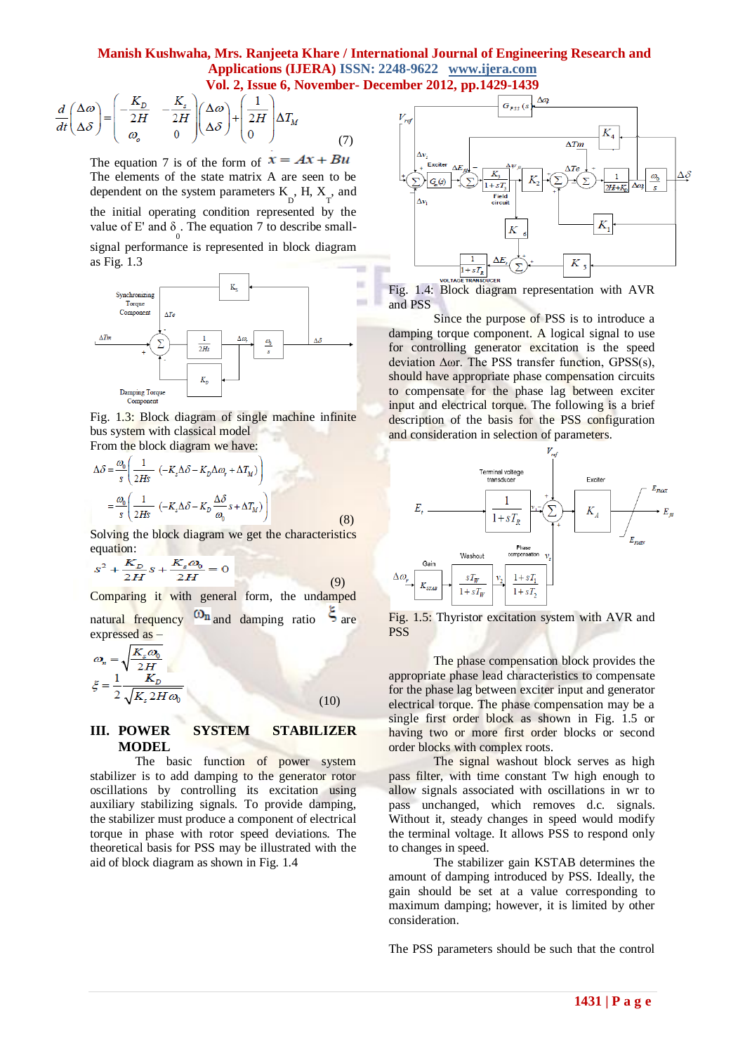$$\frac{d}{dt}\begin{pmatrix}\Delta\omega \\ \Delta\delta\end{pmatrix} = \begin{pmatrix} -\frac{K_D}{2H} & -\frac{K_s}{2H} \\ \omega_o & 0 \end{pmatrix}\begin{pmatrix}\Delta\omega \\ \Delta\delta\end{pmatrix} + \begin{pmatrix}\frac{1}{2H} \\ 0\end{pmatrix}\Delta T_M \qquad (7)$$

The equation 7 is of the form of $x = Ax + Bu$ The elements of the state matrix A are seen to be dependent on the system parameters $K_D$, H, $X_T$, and the initial operating condition represented by the value of E' and $\delta_0$. The equation 7 to describe small-signal performance is represented in block diagram as Fig. 1.3

Fig. 1.3: Block diagram of single machine infinite bus system with classical model

From the block diagram we have:

$$\Delta\delta = \frac{\omega_0}{s}\left(\frac{1}{2Hs}\left(-K_s\Delta\delta - K_D\Delta\omega_r + \Delta T_M\right)\right)$$

$$= \frac{\omega_0}{s}\left(\frac{1}{2Hs}\left(-K_s\Delta\delta - K_D\frac{\Delta\delta}{\omega_0}s + \Delta T_M\right)\right) \qquad (8)$$

Solving the block diagram we get the characteristics equation:

$$s^2 + \frac{K_D}{2H}s + \frac{K_s\omega_0}{2H} = 0 \qquad (9)$$

Comparing it with general form, the undamped natural frequency $\omega_n$ and damping ratio $\xi$ are expressed as –

$$\omega_n = \sqrt{\frac{K_s\omega_0}{2H}}$$

$$\xi = \frac{1}{2}\frac{K_D}{\sqrt{K_s 2H\omega_0}} \qquad (10)$$

## III. POWER SYSTEM STABILIZER MODEL

The basic function of power system stabilizer is to add damping to the generator rotor oscillations by controlling its excitation using auxiliary stabilizing signals. To provide damping, the stabilizer must produce a component of electrical torque in phase with rotor speed deviations. The theoretical basis for PSS may be illustrated with the aid of block diagram as shown in Fig. 1.4

Fig. 1.4: Block diagram representation with AVR and PSS

Since the purpose of PSS is to introduce a damping torque component. A logical signal to use for controlling generator excitation is the speed deviation $\Delta\omega r$. The PSS transfer function, GPSS(s), should have appropriate phase compensation circuits to compensate for the phase lag between exciter input and electrical torque. The following is a brief description of the basis for the PSS configuration and consideration in selection of parameters.

Fig. 1.5: Thyristor excitation system with AVR and PSS

The phase compensation block provides the appropriate phase lead characteristics to compensate for the phase lag between exciter input and generator electrical torque. The phase compensation may be a single first order block as shown in Fig. 1.5 or having two or more first order blocks or second order blocks with complex roots.

The signal washout block serves as high pass filter, with time constant Tw high enough to allow signals associated with oscillations in wr to pass unchanged, which removes d.c. signals. Without it, steady changes in speed would modify the terminal voltage. It allows PSS to respond only to changes in speed.

The stabilizer gain KSTAB determines the amount of damping introduced by PSS. Ideally, the gain should be set at a value corresponding to maximum damping; however, it is limited by other consideration.

The PSS parameters should be such that the control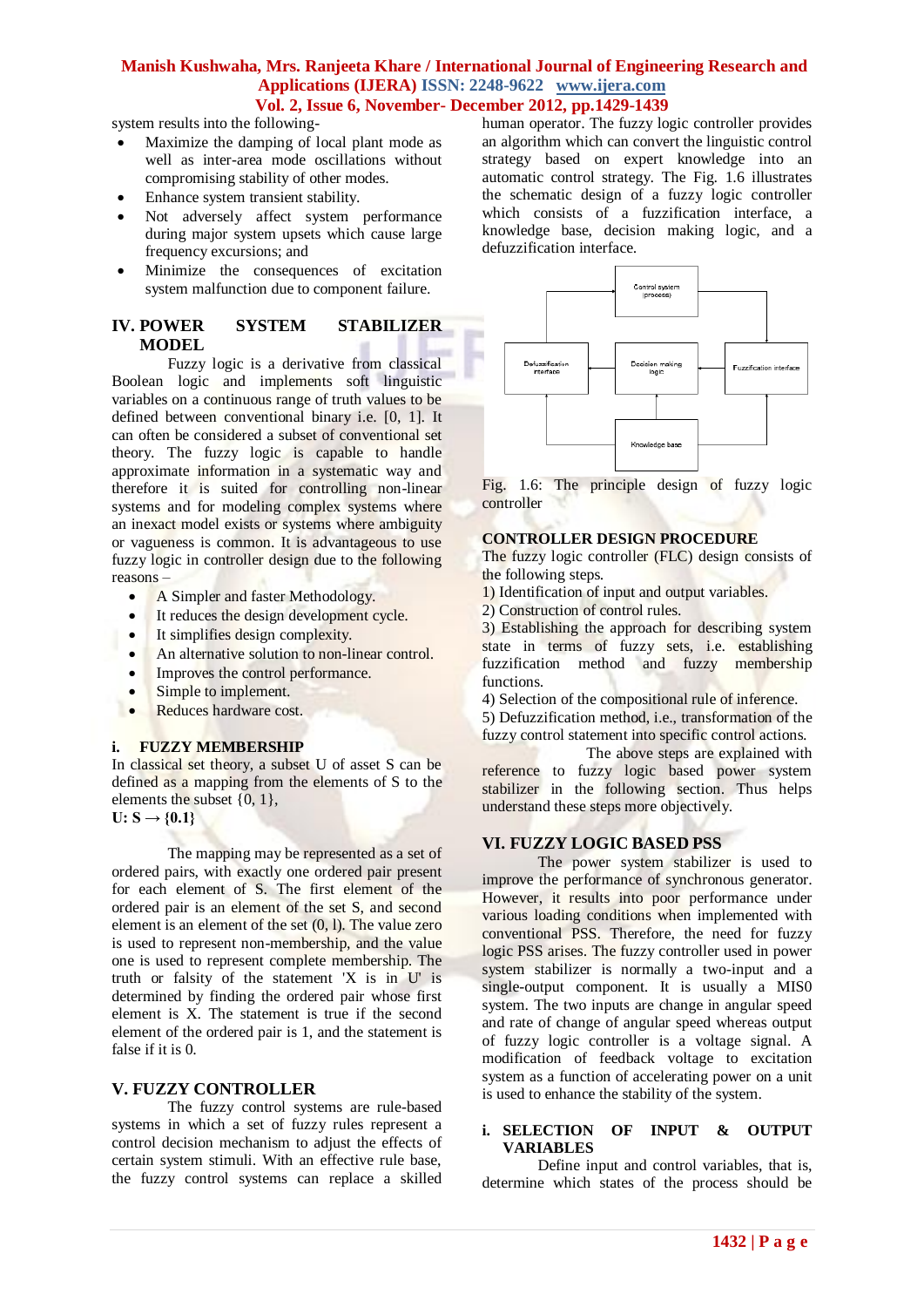system results into the following-

- Maximize the damping of local plant mode as well as inter-area mode oscillations without compromising stability of other modes.
- Enhance system transient stability.
- Not adversely affect system performance during major system upsets which cause large frequency excursions; and
- Minimize the consequences of excitation system malfunction due to component failure.

## IV. POWER SYSTEM STABILIZER MODEL

Fuzzy logic is a derivative from classical Boolean logic and implements soft linguistic variables on a continuous range of truth values to be defined between conventional binary i.e. [0, 1]. It can often be considered a subset of conventional set theory. The fuzzy logic is capable to handle approximate information in a systematic way and therefore it is suited for controlling non-linear systems and for modeling complex systems where an inexact model exists or systems where ambiguity or vagueness is common. It is advantageous to use fuzzy logic in controller design due to the following reasons –

- A Simpler and faster Methodology.
- It reduces the design development cycle.
- It simplifies design complexity.
- An alternative solution to non-linear control.
- Improves the control performance.
- Simple to implement.
- Reduces hardware cost.

### i. FUZZY MEMBERSHIP

In classical set theory, a subset U of asset S can be defined as a mapping from the elements of S to the elements the subset {0, 1},

**U: S → {0.1}**

The mapping may be represented as a set of ordered pairs, with exactly one ordered pair present for each element of S. The first element of the ordered pair is an element of the set S, and second element is an element of the set (0, l). The value zero is used to represent non-membership, and the value one is used to represent complete membership. The truth or falsity of the statement 'X is in U' is determined by finding the ordered pair whose first element is X. The statement is true if the second element of the ordered pair is 1, and the statement is false if it is 0.

## V. FUZZY CONTROLLER

The fuzzy control systems are rule-based systems in which a set of fuzzy rules represent a control decision mechanism to adjust the effects of certain system stimuli. With an effective rule base, the fuzzy control systems can replace a skilled human operator. The fuzzy logic controller provides an algorithm which can convert the linguistic control strategy based on expert knowledge into an automatic control strategy. The Fig. 1.6 illustrates the schematic design of a fuzzy logic controller which consists of a fuzzification interface, a knowledge base, decision making logic, and a defuzzification interface.

Fig. 1.6: The principle design of fuzzy logic controller

### CONTROLLER DESIGN PROCEDURE

The fuzzy logic controller (FLC) design consists of the following steps.

1) Identification of input and output variables.
2) Construction of control rules.
3) Establishing the approach for describing system state in terms of fuzzy sets, i.e. establishing fuzzification method and fuzzy membership functions.
4) Selection of the compositional rule of inference.
5) Defuzzification method, i.e., transformation of the fuzzy control statement into specific control actions.

The above steps are explained with reference to fuzzy logic based power system stabilizer in the following section. Thus helps understand these steps more objectively.

## VI. FUZZY LOGIC BASED PSS

The power system stabilizer is used to improve the performance of synchronous generator. However, it results into poor performance under various loading conditions when implemented with conventional PSS. Therefore, the need for fuzzy logic PSS arises. The fuzzy controller used in power system stabilizer is normally a two-input and a single-output component. It is usually a MIS0 system. The two inputs are change in angular speed and rate of change of angular speed whereas output of fuzzy logic controller is a voltage signal. A modification of feedback voltage to excitation system as a function of accelerating power on a unit is used to enhance the stability of the system.

### i. SELECTION OF INPUT & OUTPUT VARIABLES

Define input and control variables, that is, determine which states of the process should be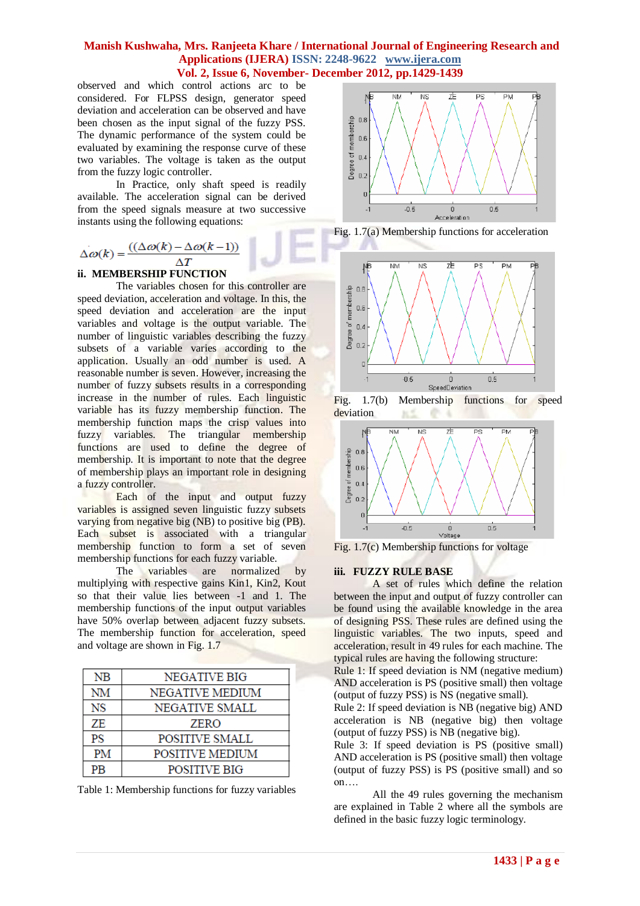observed and which control actions are to be considered. For FLPSS design, generator speed deviation and acceleration can be observed and have been chosen as the input signal of the fuzzy PSS. The dynamic performance of the system could be evaluated by examining the response curve of these two variables. The voltage is taken as the output from the fuzzy logic controller.

In Practice, only shaft speed is readily available. The acceleration signal can be derived from the speed signals measure at two successive instants using the following equations:

$$\Delta\omega(k) = \frac{((\Delta\omega(k) - \Delta\omega(k-1))}{\Delta T}$$

### ii. MEMBERSHIP FUNCTION

The variables chosen for this controller are speed deviation, acceleration and voltage. In this, the speed deviation and acceleration are the input variables and voltage is the output variable. The number of linguistic variables describing the fuzzy subsets of a variable varies according to the application. Usually an odd number is used. A reasonable number is seven. However, increasing the number of fuzzy subsets results in a corresponding increase in the number of rules. Each linguistic variable has its fuzzy membership function. The membership function maps the crisp values into fuzzy variables. The triangular membership functions are used to define the degree of membership. It is important to note that the degree of membership plays an important role in designing a fuzzy controller.

Each of the input and output fuzzy variables is assigned seven linguistic fuzzy subsets varying from negative big (NB) to positive big (PB). Each subset is associated with a triangular membership function to form a set of seven membership functions for each fuzzy variable.

The variables are normalized by multiplying with respective gains Kin1, Kin2, Kout so that their value lies between -1 and 1. The membership functions of the input output variables have 50% overlap between adjacent fuzzy subsets. The membership function for acceleration, speed and voltage are shown in Fig. 1.7

| NB | NEGATIVE BIG |
|---|---|
| NM | NEGATIVE MEDIUM |
| NS | NEGATIVE SMALL |
| ZE | ZERO |
| PS | POSITIVE SMALL |
| PM | POSITIVE MEDIUM |
| PB | POSITIVE BIG |

Table 1: Membership functions for fuzzy variables

Fig. 1.7(a) Membership functions for acceleration

Fig. 1.7(b) Membership functions for speed deviation

Fig. 1.7(c) Membership functions for voltage

### iii. FUZZY RULE BASE

A set of rules which define the relation between the input and output of fuzzy controller can be found using the available knowledge in the area of designing PSS. These rules are defined using the linguistic variables. The two inputs, speed and acceleration, result in 49 rules for each machine. The typical rules are having the following structure:

Rule 1: If speed deviation is NM (negative medium) AND acceleration is PS (positive small) then voltage (output of fuzzy PSS) is NS (negative small).

Rule 2: If speed deviation is NB (negative big) AND acceleration is NB (negative big) then voltage (output of fuzzy PSS) is NB (negative big).

Rule 3: If speed deviation is PS (positive small) AND acceleration is PS (positive small) then voltage (output of fuzzy PSS) is PS (positive small) and so on….

All the 49 rules governing the mechanism are explained in Table 2 where all the symbols are defined in the basic fuzzy logic terminology.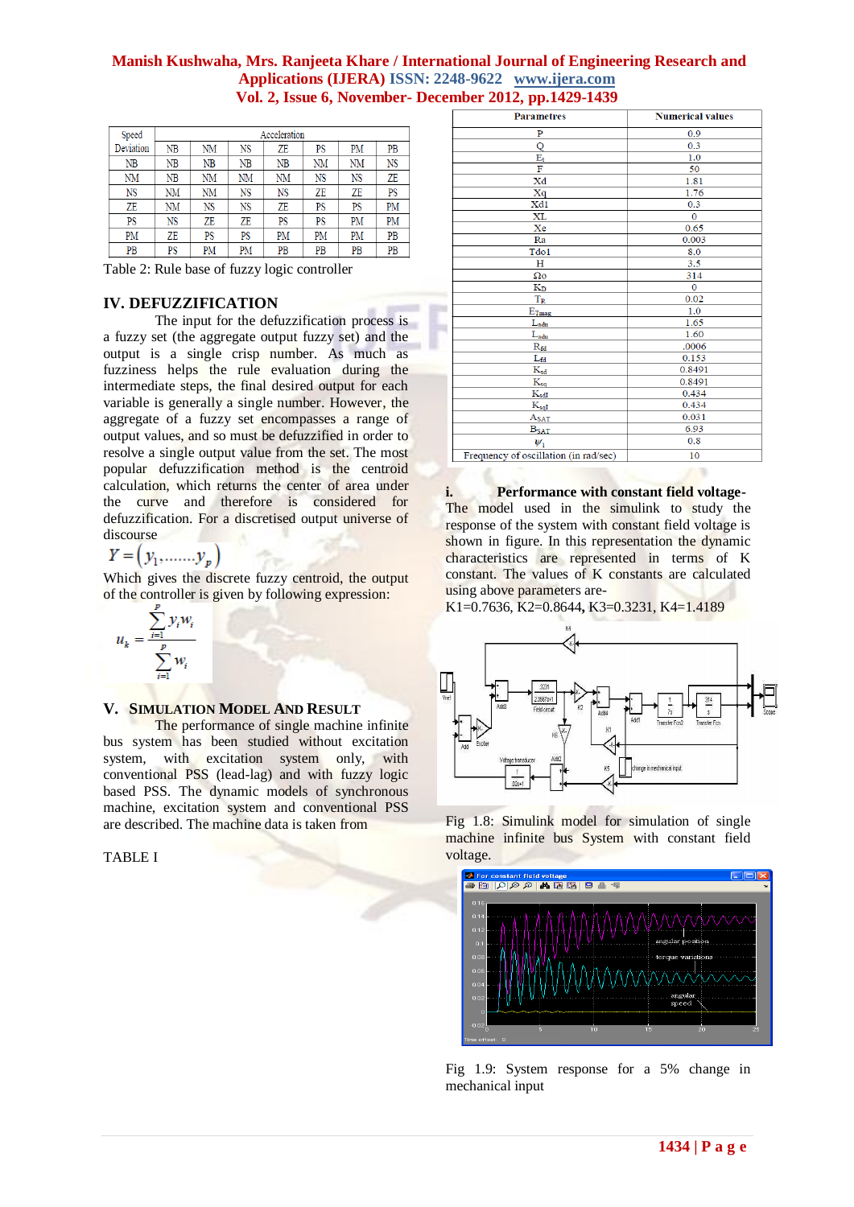| Speed Deviation | Acceleration | | | | | | |
|---|---|---|---|---|---|---|---|
| | NB | NM | NS | ZE | PS | PM | PB |
| NB | NB | NB | NB | NB | NM | NM | NS |
| NM | NB | NM | NM | NM | NS | NS | ZE |
| NS | NM | NM | NS | NS | ZE | ZE | PS |
| ZE | NM | NS | NS | ZE | PS | PS | PM |
| PS | NS | ZE | ZE | PS | PS | PM | PM |
| PM | ZE | PS | PS | PM | PM | PM | PB |
| PB | PS | PM | PM | PB | PB | PB | PB |

Table 2: Rule base of fuzzy logic controller

## IV. DEFUZZIFICATION

The input for the defuzzification process is a fuzzy set (the aggregate output fuzzy set) and the output is a single crisp number. As much as fuzziness helps the rule evaluation during the intermediate steps, the final desired output for each variable is generally a single number. However, the aggregate of a fuzzy set encompasses a range of output values, and so must be defuzzified in order to resolve a single output value from the set. The most popular defuzzification method is the centroid calculation, which returns the center of area under the curve and therefore is considered for defuzzification. For a discretised output universe of discourse

$$Y = (y_1 .......y_p)$$

Which gives the discrete fuzzy centroid, the output of the controller is given by following expression:

$$u_k = \frac{\sum_{i=1}^{p} y_i w_i}{\sum_{i=1}^{p} w_i}$$

## V. SIMULATION MODEL AND RESULT

The performance of single machine infinite bus system has been studied without excitation system, with excitation system only, with conventional PSS (lead-lag) and with fuzzy logic based PSS. The dynamic models of synchronous machine, excitation system and conventional PSS are described. The machine data is taken from

TABLE I

| Parametres | Numerical values |
|---|---|
| P | 0.9 |
| Q | 0.3 |
| $E_t$ | 1.0 |
| F | 50 |
| Xd | 1.81 |
| Xq | 1.76 |
| Xd1 | 0.3 |
| XL | 0 |
| Xe | 0.65 |
| Ra | 0.003 |
| Tdo1 | 8.0 |
| H | 3.5 |
| $\Omega$o | 314 |
| $K_D$ | 0 |
| $T_R$ | 0.02 |
| $E_{Tmag}$ | 1.0 |
| $L_{adu}$ | 1.65 |
| $L_{adu}$ | 1.60 |
| $R_{fd}$ | .0006 |
| $L_{fd}$ | 0.153 |
| $K_{sd}$ | 0.8491 |
| $K_{sq}$ | 0.8491 |
| $K_{sdI}$ | 0.434 |
| $K_{sqI}$ | 0.434 |
| $A_{SAT}$ | 0.031 |
| $B_{SAT}$ | 6.93 |
| $\psi_1$ | 0.8 |
| Frequency of oscillation (in rad/sec) | 10 |

**i. Performance with constant field voltage-**

The model used in the simulink to study the response of the system with constant field voltage is shown in figure. In this representation the dynamic characteristics are represented in terms of K constant. The values of K constants are calculated using above parameters are-

K1=0.7636, K2=0.8644, K3=0.3231, K4=1.4189

Fig 1.8: Simulink model for simulation of single machine infinite bus System with constant field voltage.

Fig 1.9: System response for a 5% change in mechanical input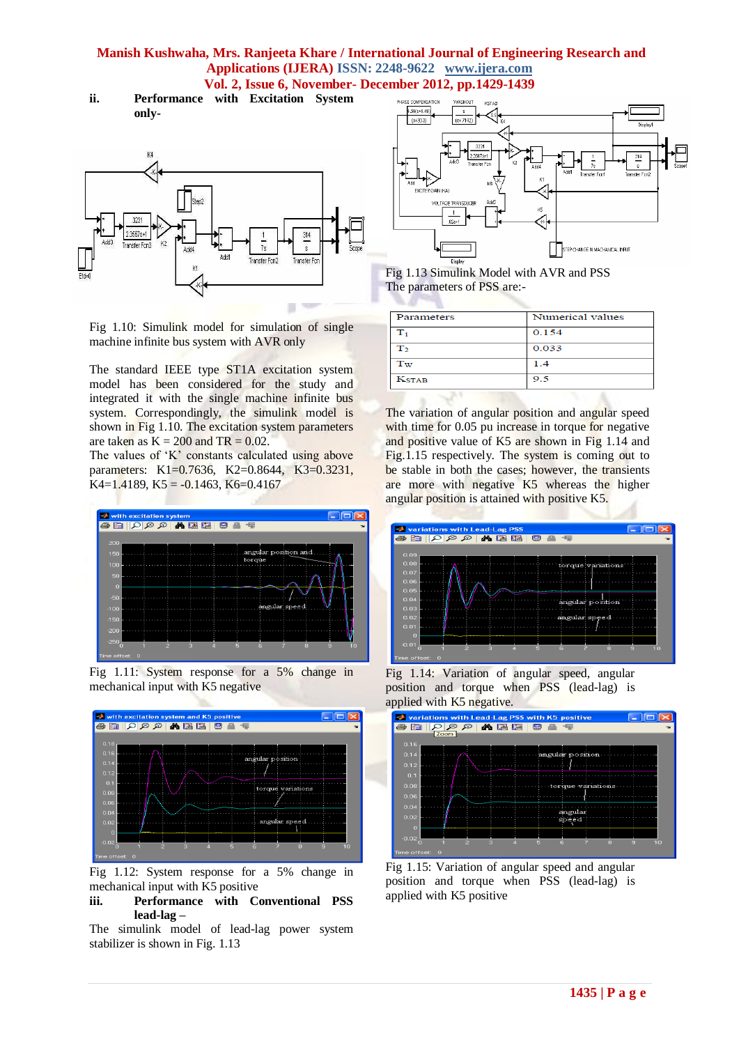**ii. Performance with Excitation System only-**

Fig 1.10: Simulink model for simulation of single machine infinite bus system with AVR only

The standard IEEE type ST1A excitation system model has been considered for the study and integrated it with the single machine infinite bus system. Correspondingly, the simulink model is shown in Fig 1.10. The excitation system parameters are taken as K = 200 and TR = 0.02.
The values of 'K' constants calculated using above parameters: K1=0.7636, K2=0.8644, K3=0.3231, K4=1.4189, K5 = -0.1463, K6=0.4167

Fig 1.11: System response for a 5% change in mechanical input with K5 negative

Fig 1.12: System response for a 5% change in mechanical input with K5 positive

**iii. Performance with Conventional PSS lead-lag –**

The simulink model of lead-lag power system stabilizer is shown in Fig. 1.13

Fig 1.13 Simulink Model with AVR and PSS

The parameters of PSS are:-

| Parameters | Numerical values |
|---|---|
| $T_1$ | 0.154 |
| $T_2$ | 0.033 |
| Tw | 1.4 |
| $K_{STAB}$ | 9.5 |

The variation of angular position and angular speed with time for 0.05 pu increase in torque for negative and positive value of K5 are shown in Fig 1.14 and Fig.1.15 respectively. The system is coming out to be stable in both the cases; however, the transients are more with negative K5 whereas the higher angular position is attained with positive K5.

Fig 1.14: Variation of angular speed, angular position and torque when PSS (lead-lag) is applied with K5 negative.

Fig 1.15: Variation of angular speed and angular position and torque when PSS (lead-lag) is applied with K5 positive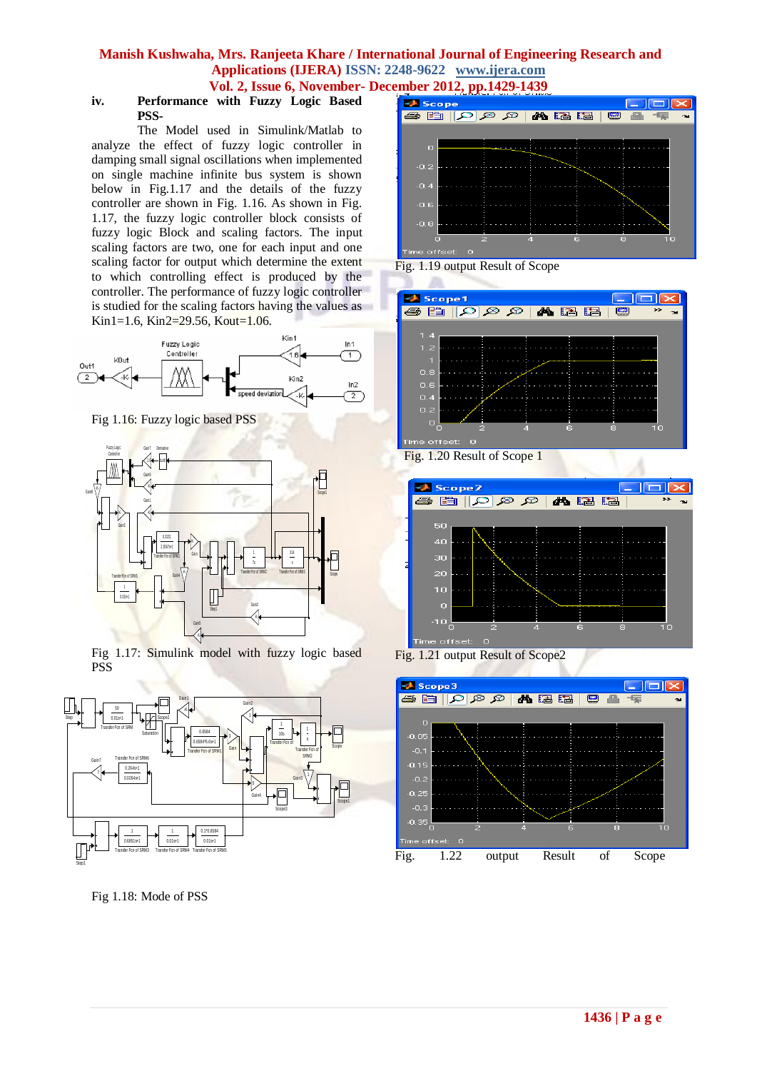### iv. Performance with Fuzzy Logic Based PSS-

The Model used in Simulink/Matlab to analyze the effect of fuzzy logic controller in damping small signal oscillations when implemented on single machine infinite bus system is shown below in Fig.1.17 and the details of the fuzzy controller are shown in Fig. 1.16. As shown in Fig. 1.17, the fuzzy logic controller block consists of fuzzy logic Block and scaling factors. The input scaling factors are two, one for each input and one scaling factor for output which determine the extent to which controlling effect is produced by the controller. The performance of fuzzy logic controller is studied for the scaling factors having the values as Kin1=1.6, Kin2=29.56, Kout=1.06.

Fig 1.16: Fuzzy logic based PSS

Fig 1.17: Simulink model with fuzzy logic based PSS

Fig 1.18: Mode of PSS

Fig. 1.19 output Result of Scope

Fig. 1.20 Result of Scope 1

Fig. 1.21 output Result of Scope2

Fig. 1.22 output Result of Scope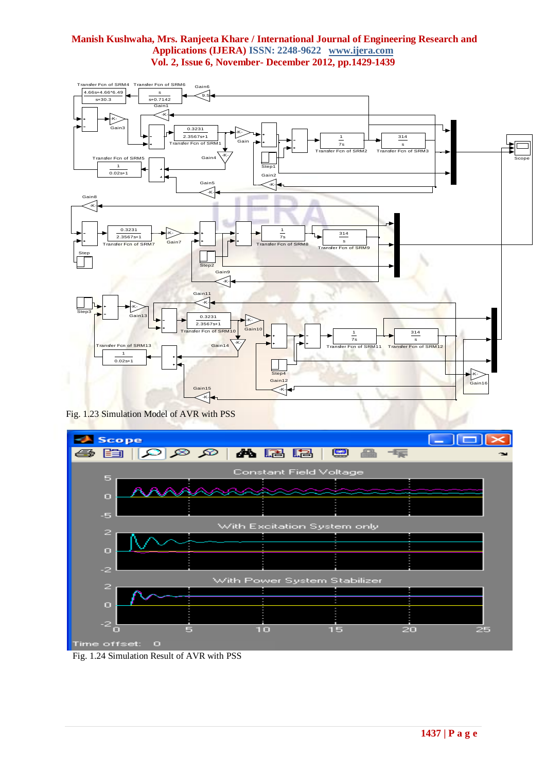Fig. 1.23 Simulation Model of AVR with PSS

Fig. 1.24 Simulation Result of AVR with PSS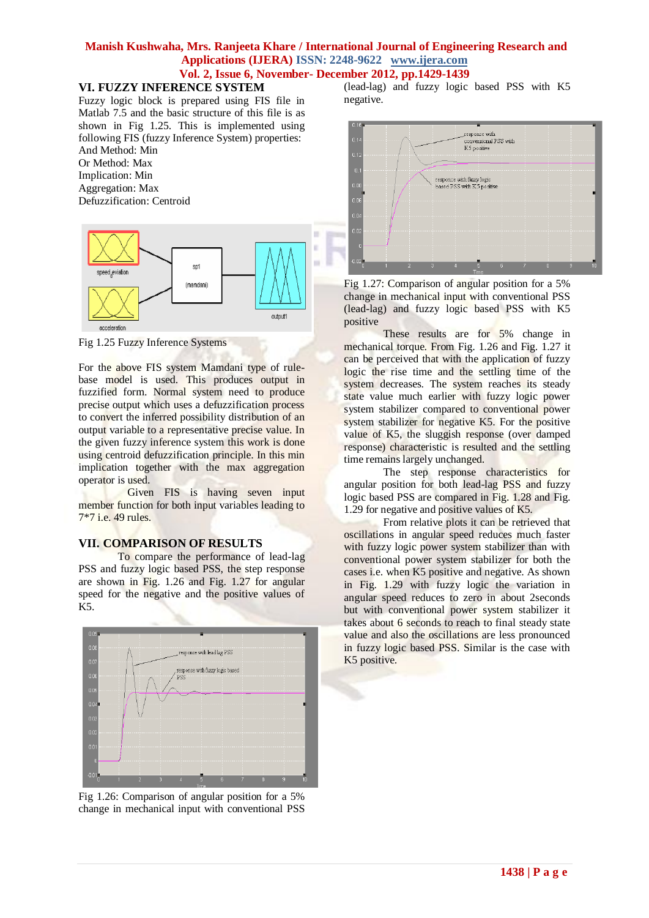## VI. FUZZY INFERENCE SYSTEM

Fuzzy logic block is prepared using FIS file in Matlab 7.5 and the basic structure of this file is as shown in Fig 1.25. This is implemented using following FIS (fuzzy Inference System) properties:

And Method: Min
Or Method: Max
Implication: Min
Aggregation: Max
Defuzzification: Centroid

Fig 1.25 Fuzzy Inference Systems

For the above FIS system Mamdani type of rule-base model is used. This produces output in fuzzified form. Normal system need to produce precise output which uses a defuzzification process to convert the inferred possibility distribution of an output variable to a representative precise value. In the given fuzzy inference system this work is done using centroid defuzzification principle. In this min implication together with the max aggregation operator is used.

Given FIS is having seven input member function for both input variables leading to 7*7 i.e. 49 rules.

## VII. COMPARISON OF RESULTS

To compare the performance of lead-lag PSS and fuzzy logic based PSS, the step response are shown in Fig. 1.26 and Fig. 1.27 for angular speed for the negative and the positive values of K5.

Fig 1.26: Comparison of angular position for a 5% change in mechanical input with conventional PSS (lead-lag) and fuzzy logic based PSS with K5 negative.

Fig 1.27: Comparison of angular position for a 5% change in mechanical input with conventional PSS (lead-lag) and fuzzy logic based PSS with K5 positive

These results are for 5% change in mechanical torque. From Fig. 1.26 and Fig. 1.27 it can be perceived that with the application of fuzzy logic the rise time and the settling time of the system decreases. The system reaches its steady state value much earlier with fuzzy logic power system stabilizer compared to conventional power system stabilizer for negative K5. For the positive value of K5, the sluggish response (over damped response) characteristic is resulted and the settling time remains largely unchanged.

The step response characteristics for angular position for both lead-lag PSS and fuzzy logic based PSS are compared in Fig. 1.28 and Fig. 1.29 for negative and positive values of K5.

From relative plots it can be retrieved that oscillations in angular speed reduces much faster with fuzzy logic power system stabilizer than with conventional power system stabilizer for both the cases i.e. when K5 positive and negative. As shown in Fig. 1.29 with fuzzy logic the variation in angular speed reduces to zero in about 2seconds but with conventional power system stabilizer it takes about 6 seconds to reach to final steady state value and also the oscillations are less pronounced in fuzzy logic based PSS. Similar is the case with K5 positive.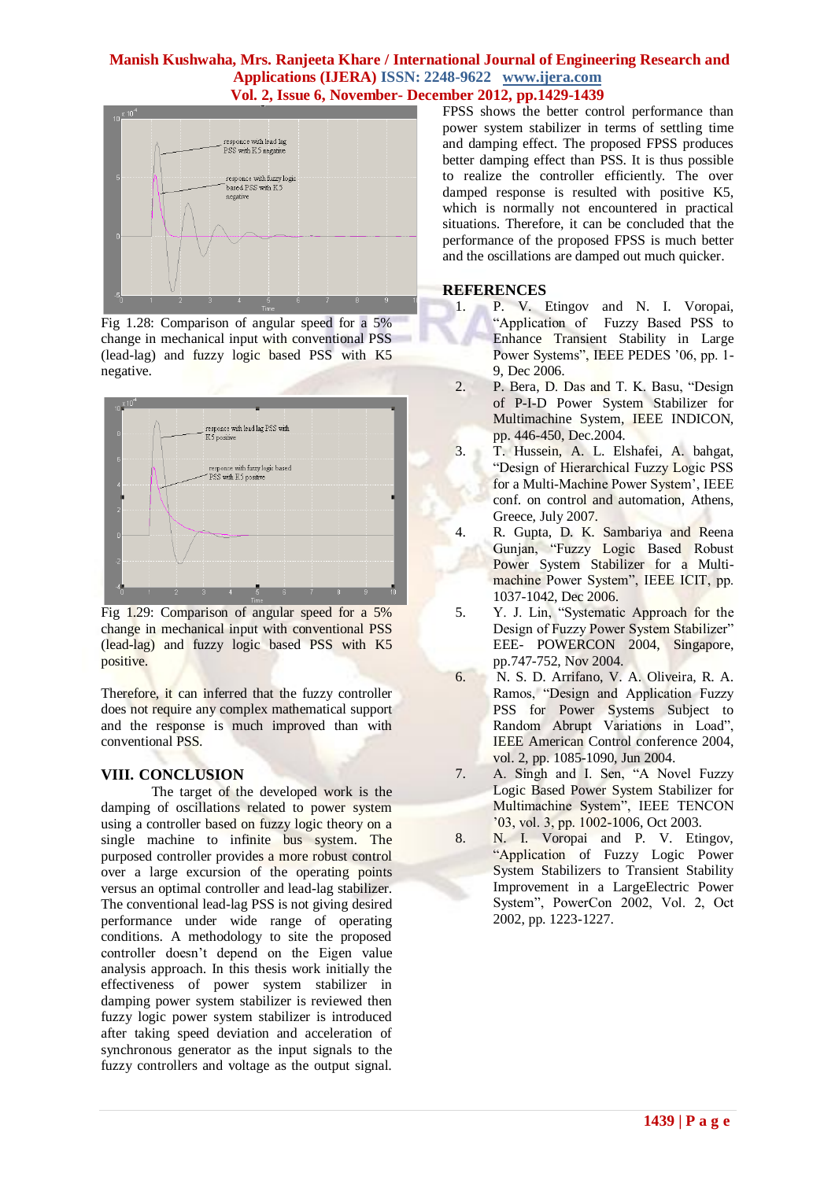10 x10^-4

responce with lead lag PSS with K5 negative

responce with fuzzy logic based PSS with K5 negative

5

0

-5

0 1 2 3 4 5 6 7 8 9 10

Time

Fig 1.28: Comparison of angular speed for a 5% change in mechanical input with conventional PSS (lead-lag) and fuzzy logic based PSS with K5 negative.

10 x10^-4

responce with lead lag PSS with K5 positive

responce with fuzzy logic based PSS with K5 positive

8

6

4

2

0

-2

-4

0 1 2 3 4 5 6 7 8 9 10

Time

Fig 1.29: Comparison of angular speed for a 5% change in mechanical input with conventional PSS (lead-lag) and fuzzy logic based PSS with K5 positive.

Therefore, it can inferred that the fuzzy controller does not require any complex mathematical support and the response is much improved than with conventional PSS.

## VIII. CONCLUSION

The target of the developed work is the damping of oscillations related to power system using a controller based on fuzzy logic theory on a single machine to infinite bus system. The purposed controller provides a more robust control over a large excursion of the operating points versus an optimal controller and lead-lag stabilizer. The conventional lead-lag PSS is not giving desired performance under wide range of operating conditions. A methodology to site the proposed controller doesn't depend on the Eigen value analysis approach. In this thesis work initially the effectiveness of power system stabilizer in damping power system stabilizer is reviewed then fuzzy logic power system stabilizer is introduced after taking speed deviation and acceleration of synchronous generator as the input signals to the fuzzy controllers and voltage as the output signal. FPSS shows the better control performance than power system stabilizer in terms of settling time and damping effect. The proposed FPSS produces better damping effect than PSS. It is thus possible to realize the controller efficiently. The over damped response is resulted with positive K5, which is normally not encountered in practical situations. Therefore, it can be concluded that the performance of the proposed FPSS is much better and the oscillations are damped out much quicker.

## REFERENCES

1. P. V. Etingov and N. I. Voropai, "Application of Fuzzy Based PSS to Enhance Transient Stability in Large Power Systems", IEEE PEDES '06, pp. 1-9, Dec 2006.
2. P. Bera, D. Das and T. K. Basu, "Design of P-I-D Power System Stabilizer for Multimachine System, IEEE INDICON, pp. 446-450, Dec.2004.
3. T. Hussein, A. L. Elshafei, A. bahgat, "Design of Hierarchical Fuzzy Logic PSS for a Multi-Machine Power System', IEEE conf. on control and automation, Athens, Greece, July 2007.
4. R. Gupta, D. K. Sambariya and Reena Gunjan, "Fuzzy Logic Based Robust Power System Stabilizer for a Multi-machine Power System", IEEE ICIT, pp. 1037-1042, Dec 2006.
5. Y. J. Lin, "Systematic Approach for the Design of Fuzzy Power System Stabilizer" EEE- POWERCON 2004, Singapore, pp.747-752, Nov 2004.
6. N. S. D. Arrifano, V. A. Oliveira, R. A. Ramos, "Design and Application Fuzzy PSS for Power Systems Subject to Random Abrupt Variations in Load", IEEE American Control conference 2004, vol. 2, pp. 1085-1090, Jun 2004.
7. A. Singh and I. Sen, "A Novel Fuzzy Logic Based Power System Stabilizer for Multimachine System", IEEE TENCON '03, vol. 3, pp. 1002-1006, Oct 2003.
8. N. I. Voropai and P. V. Etingov, "Application of Fuzzy Logic Power System Stabilizers to Transient Stability Improvement in a LargeElectric Power System", PowerCon 2002, Vol. 2, Oct 2002, pp. 1223-1227.